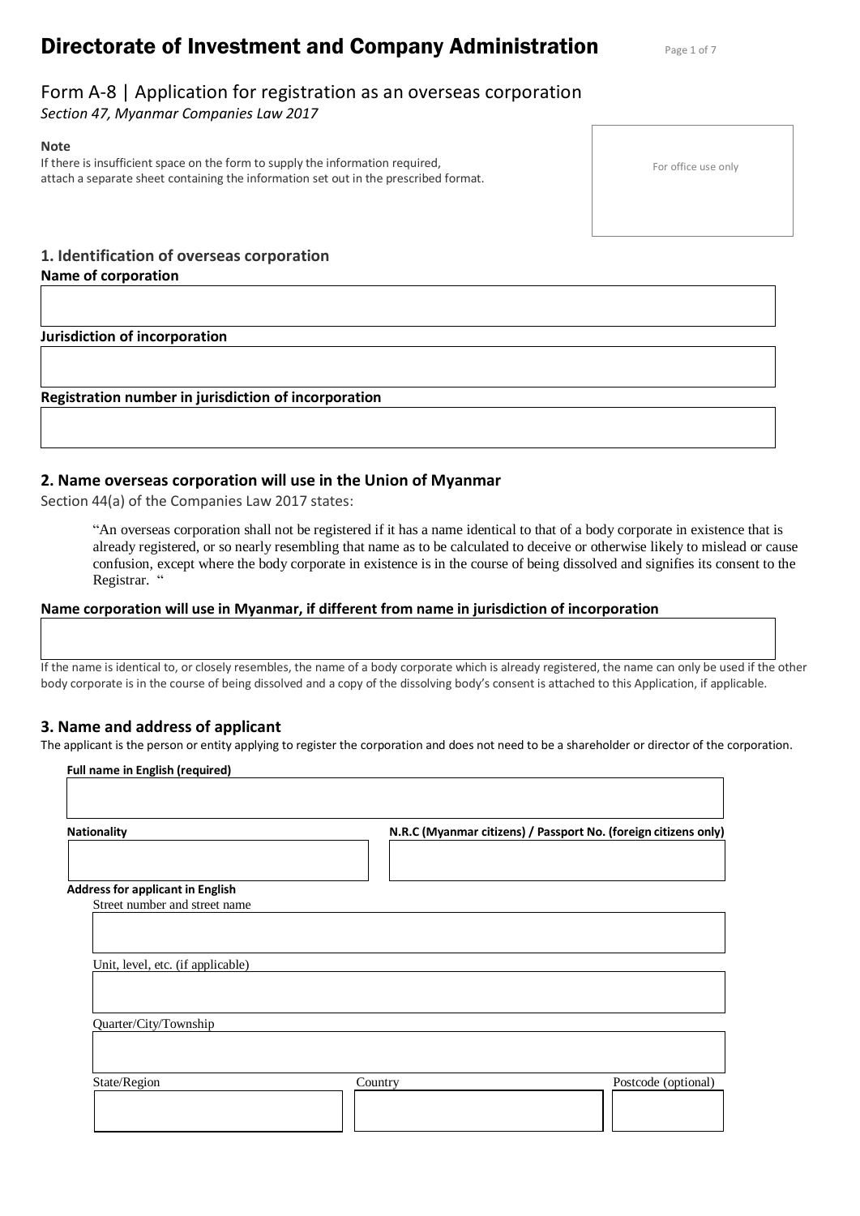# Directorate of Investment and Company Administration

## Form A-8 | Application for registration as an overseas corporation

*Section 47, Myanmar Companies Law 2017*

**Note**

If there is insufficient space on the form to supply the information required, attach a separate sheet containing the information set out in the prescribed format.

For office use only

### 1. Identification of overseas corporation

**Name of corporation**

**Jurisdiction of incorporation**

**Registration number in jurisdiction of incorporation**

### 2. Name overseas corporation will use in the Union of Myanmar

Section 44(a) of the Companies Law 2017 states:

> "An overseas corporation shall not be registered if it has a name identical to that of a body corporate in existence that is already registered, or so nearly resembling that name as to be calculated to deceive or otherwise likely to mislead or cause confusion, except where the body corporate in existence is in the course of being dissolved and signifies its consent to the Registrar. "

**Name corporation will use in Myanmar, if different from name in jurisdiction of incorporation**

If the name is identical to, or closely resembles, the name of a body corporate which is already registered, the name can only be used if the other body corporate is in the course of being dissolved and a copy of the dissolving body's consent is attached to this Application, if applicable.

### 3. Name and address of applicant

The applicant is the person or entity applying to register the corporation and does not need to be a shareholder or director of the corporation.

**Full name in English (required)**

**Nationality**

**N.R.C (Myanmar citizens) / Passport No. (foreign citizens only)**

**Address for applicant in English**

Street number and street name

Unit, level, etc. (if applicable)

Quarter/City/Township

State/Region

Country

Postcode (optional)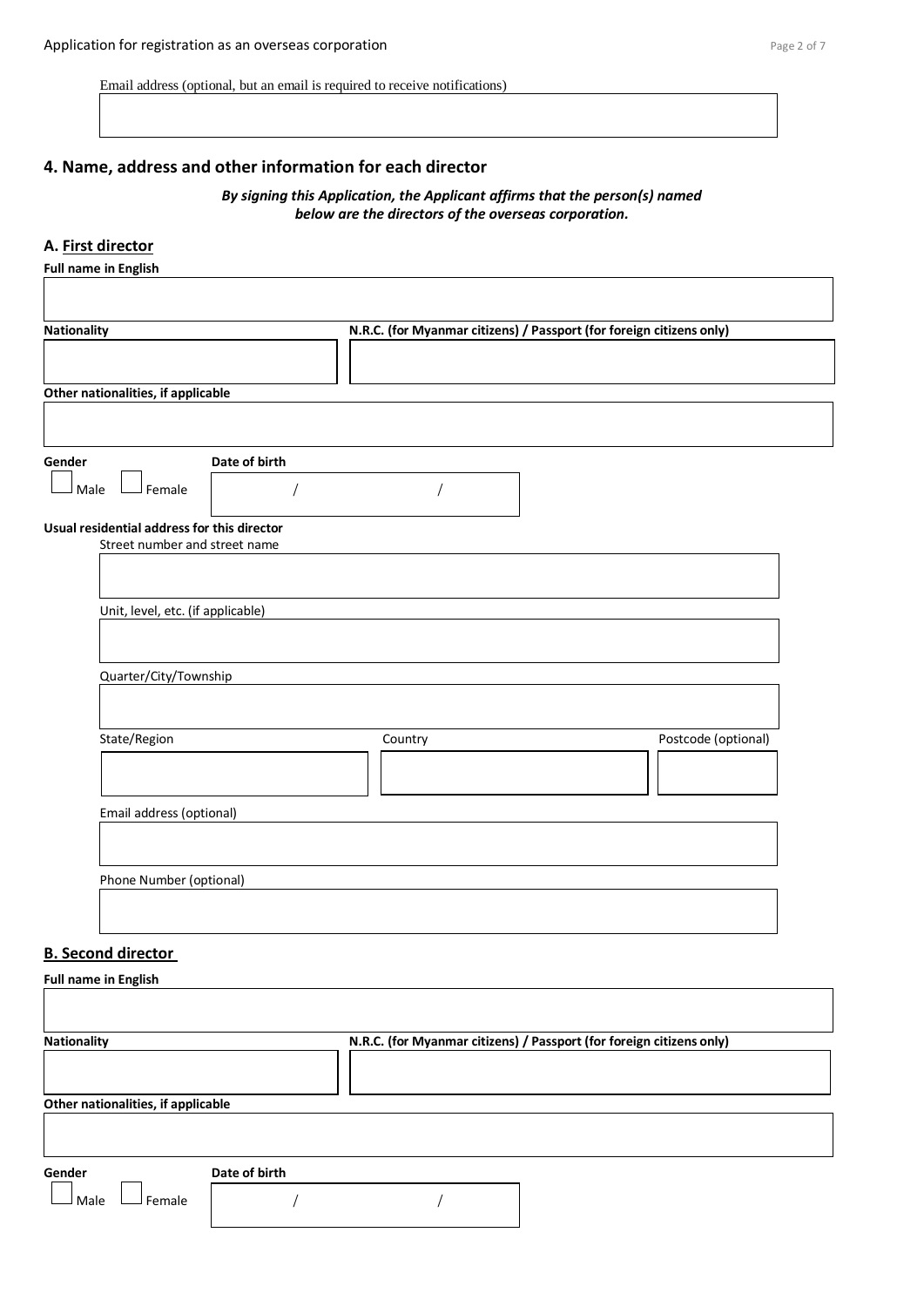Email address (optional, but an email is required to receive notifications)

## 4. Name, address and other information for each director

***By signing this Application, the Applicant affirms that the person(s) named below are the directors of the overseas corporation.***

### A. First director

**Full name in English**

**Nationality**

**N.R.C. (for Myanmar citizens) / Passport (for foreign citizens only)**

**Other nationalities, if applicable**

**Gender**

☐ Male ☐ Female

**Date of birth**

/ /

**Usual residential address for this director**

Street number and street name

Unit, level, etc. (if applicable)

Quarter/City/Township

State/Region

Country

Postcode (optional)

Email address (optional)

Phone Number (optional)

### B. Second director

**Full name in English**

**Nationality**

**N.R.C. (for Myanmar citizens) / Passport (for foreign citizens only)**

**Other nationalities, if applicable**

**Gender**

☐ Male ☐ Female

**Date of birth**

/ /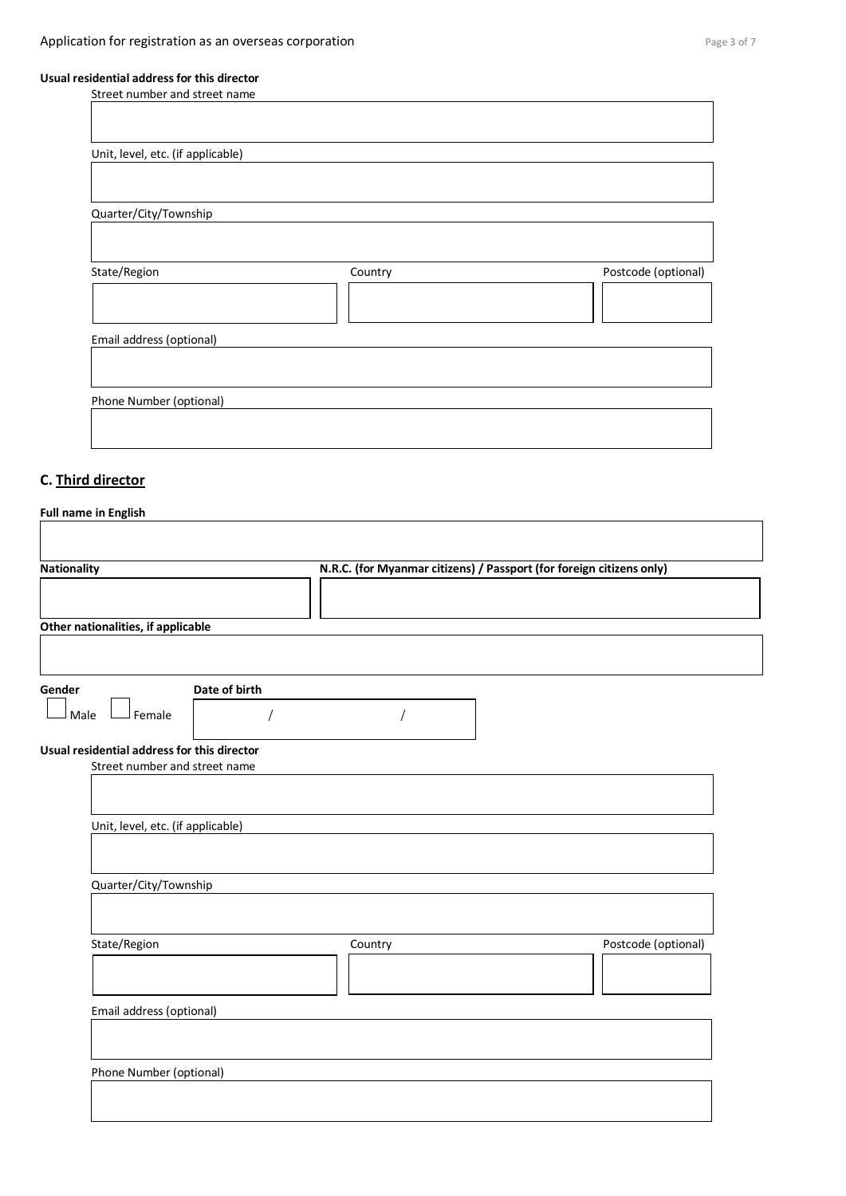**Usual residential address for this director**

Street number and street name

Unit, level, etc. (if applicable)

Quarter/City/Township

State/Region

Country

Postcode (optional)

Email address (optional)

Phone Number (optional)

## C. Third director

**Full name in English**

**Nationality**

**N.R.C. (for Myanmar citizens) / Passport (for foreign citizens only)**

**Other nationalities, if applicable**

**Gender**

☐ Male ☐ Female

**Date of birth**

/ /

**Usual residential address for this director**

Street number and street name

Unit, level, etc. (if applicable)

Quarter/City/Township

State/Region

Country

Postcode (optional)

Email address (optional)

Phone Number (optional)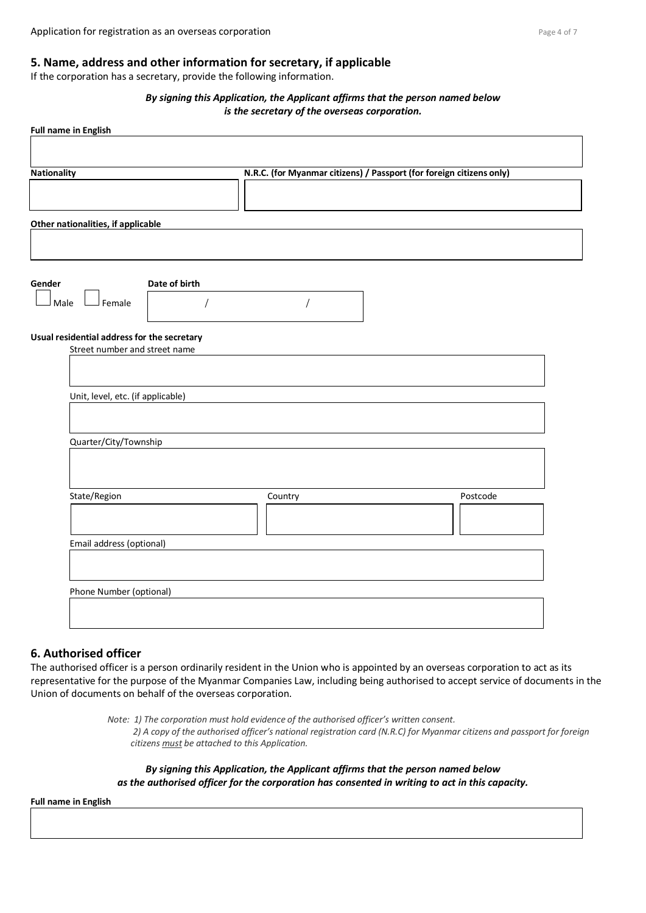## 5. Name, address and other information for secretary, if applicable

If the corporation has a secretary, provide the following information.

***By signing this Application, the Applicant affirms that the person named below is the secretary of the overseas corporation.***

**Full name in English**

**Nationality**

**N.R.C. (for Myanmar citizens) / Passport (for foreign citizens only)**

**Other nationalities, if applicable**

**Gender**

☐ Male ☐ Female

**Date of birth**

/ /

**Usual residential address for the secretary**

Street number and street name

Unit, level, etc. (if applicable)

Quarter/City/Township

State/Region

Country

Postcode

Email address (optional)

Phone Number (optional)

## 6. Authorised officer

The authorised officer is a person ordinarily resident in the Union who is appointed by an overseas corporation to act as its representative for the purpose of the Myanmar Companies Law, including being authorised to accept service of documents in the Union of documents on behalf of the overseas corporation.

*Note: 1) The corporation must hold evidence of the authorised officer's written consent.*
*2) A copy of the authorised officer's national registration card (N.R.C) for Myanmar citizens and passport for foreign citizens must be attached to this Application.*

***By signing this Application, the Applicant affirms that the person named below as the authorised officer for the corporation has consented in writing to act in this capacity.***

**Full name in English**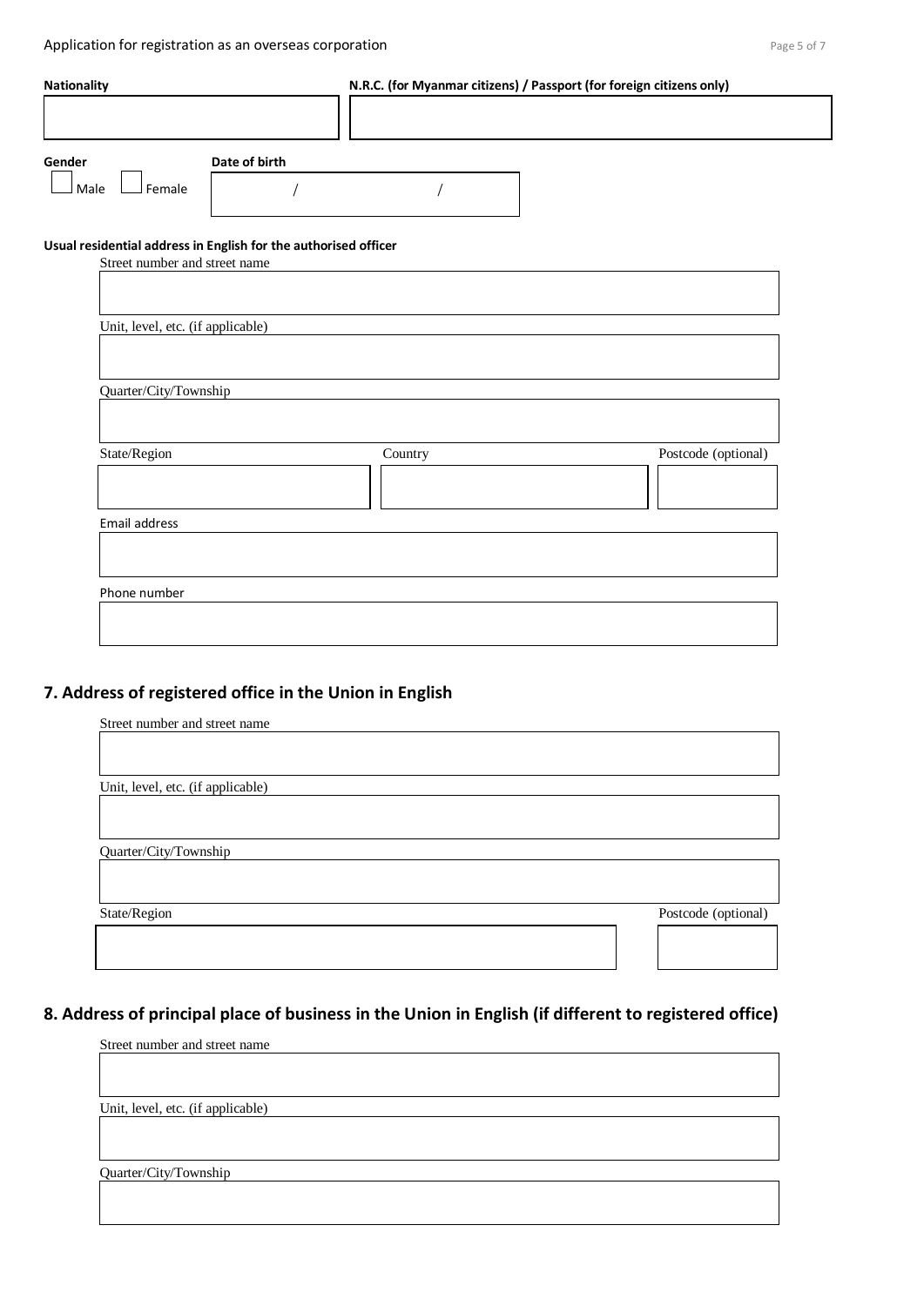**Nationality**

**N.R.C. (for Myanmar citizens) / Passport (for foreign citizens only)**

**Gender**

☐ Male ☐ Female

**Date of birth**

/ /

**Usual residential address in English for the authorised officer**

Street number and street name

Unit, level, etc. (if applicable)

Quarter/City/Township

State/Region

Country

Postcode (optional)

Email address

Phone number

## 7. Address of registered office in the Union in English

Street number and street name

Unit, level, etc. (if applicable)

Quarter/City/Township

State/Region

Postcode (optional)

## 8. Address of principal place of business in the Union in English (if different to registered office)

Street number and street name

Unit, level, etc. (if applicable)

Quarter/City/Township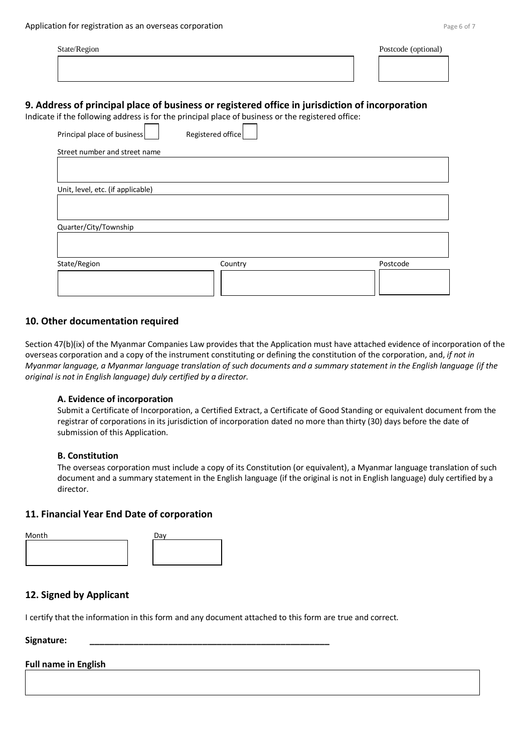State/Region

Postcode (optional)

## 9. Address of principal place of business or registered office in jurisdiction of incorporation

Indicate if the following address is for the principal place of business or the registered office:

Principal place of business ☐ Registered office ☐

Street number and street name

Unit, level, etc. (if applicable)

Quarter/City/Township

State/Region

Country

Postcode

## 10. Other documentation required

Section 47(b)(ix) of the Myanmar Companies Law provides that the Application must have attached evidence of incorporation of the overseas corporation and a copy of the instrument constituting or defining the constitution of the corporation, and, *if not in Myanmar language, a Myanmar language translation of such documents and a summary statement in the English language (if the original is not in English language) duly certified by a director.*

### A. Evidence of incorporation

Submit a Certificate of Incorporation, a Certified Extract, a Certificate of Good Standing or equivalent document from the registrar of corporations in its jurisdiction of incorporation dated no more than thirty (30) days before the date of submission of this Application.

### B. Constitution

The overseas corporation must include a copy of its Constitution (or equivalent), a Myanmar language translation of such document and a summary statement in the English language (if the original is not in English language) duly certified by a director.

## 11. Financial Year End Date of corporation

Month

Day

## 12. Signed by Applicant

I certify that the information in this form and any document attached to this form are true and correct.

**Signature:** ____________________________________________

**Full name in English**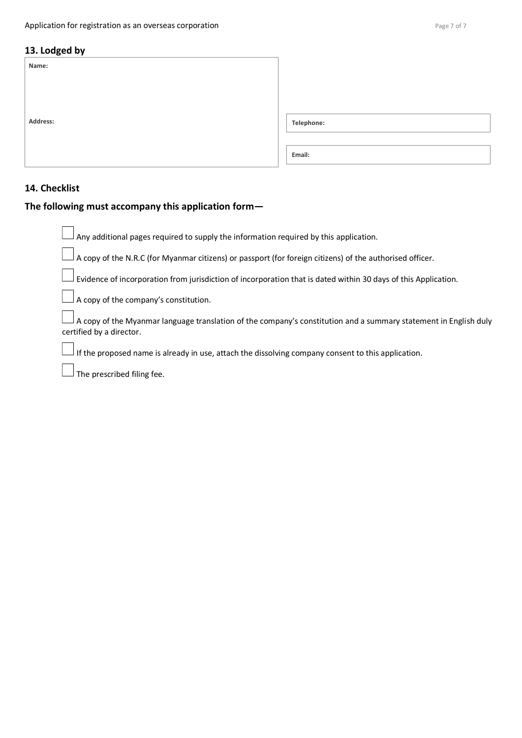## 13. Lodged by

**Name:**

**Address:**

**Telephone:**

**Email:**

## 14. Checklist

### The following must accompany this application form—

- ☐ Any additional pages required to supply the information required by this application.
- ☐ A copy of the N.R.C (for Myanmar citizens) or passport (for foreign citizens) of the authorised officer.
- ☐ Evidence of incorporation from jurisdiction of incorporation that is dated within 30 days of this Application.
- ☐ A copy of the company's constitution.
- ☐ A copy of the Myanmar language translation of the company's constitution and a summary statement in English duly certified by a director.
- ☐ If the proposed name is already in use, attach the dissolving company consent to this application.
- ☐ The prescribed filing fee.